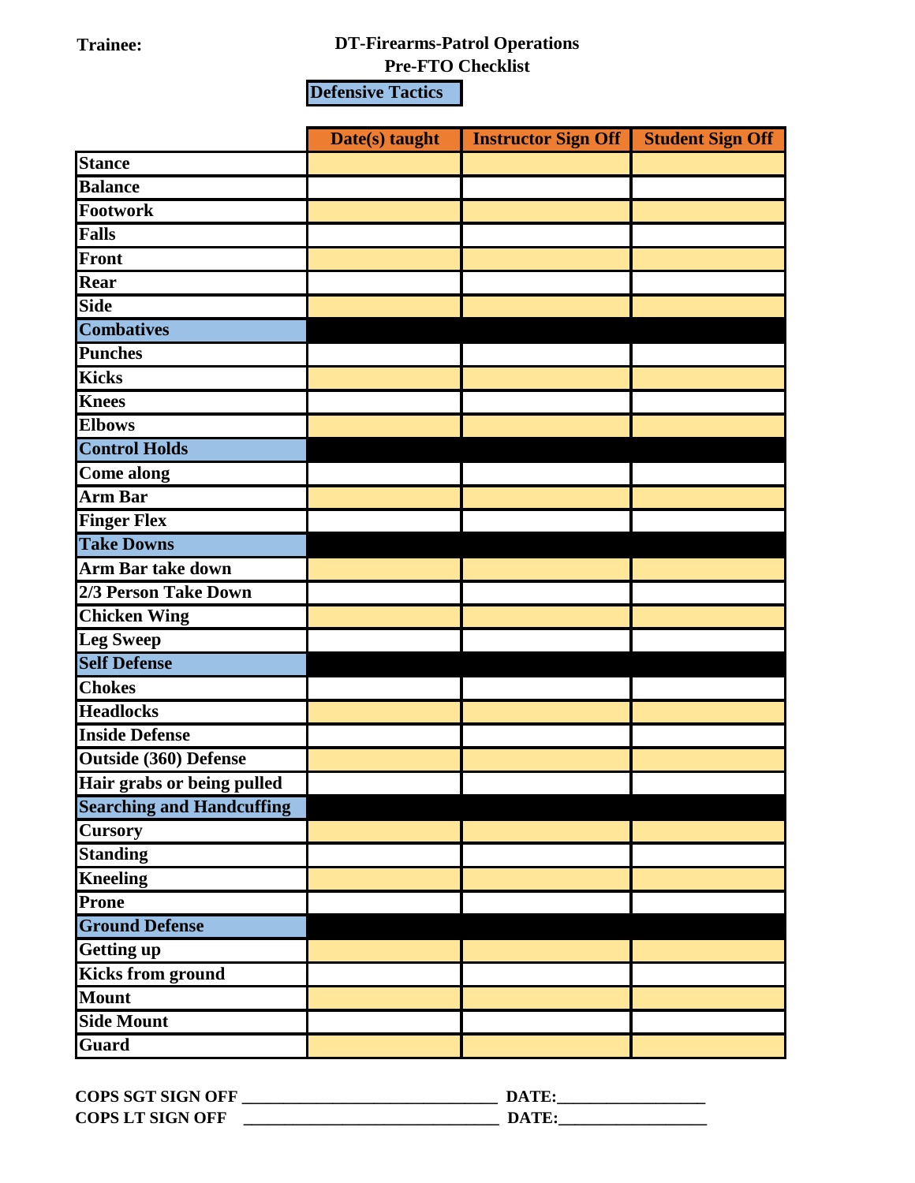**Trainee:**

**DT-Firearms-Patrol Operations**
**Pre-FTO Checklist**

**Defensive Tactics**

| | Date(s) taught | Instructor Sign Off | Student Sign Off |
|---|---|---|---|
| Stance | | | |
| Balance | | | |
| Footwork | | | |
| Falls | | | |
| Front | | | |
| Rear | | | |
| Side | | | |
| **Combatives** | | | |
| Punches | | | |
| Kicks | | | |
| Knees | | | |
| Elbows | | | |
| **Control Holds** | | | |
| Come along | | | |
| Arm Bar | | | |
| Finger Flex | | | |
| **Take Downs** | | | |
| Arm Bar take down | | | |
| 2/3 Person Take Down | | | |
| Chicken Wing | | | |
| Leg Sweep | | | |
| **Self Defense** | | | |
| Chokes | | | |
| Headlocks | | | |
| Inside Defense | | | |
| Outside (360) Defense | | | |
| Hair grabs or being pulled | | | |
| **Searching and Handcuffing** | | | |
| Cursory | | | |
| Standing | | | |
| Kneeling | | | |
| Prone | | | |
| **Ground Defense** | | | |
| Getting up | | | |
| Kicks from ground | | | |
| Mount | | | |
| Side Mount | | | |
| Guard | | | |

**COPS SGT SIGN OFF** ______________________________ **DATE:**_________________

**COPS LT SIGN OFF** ______________________________ **DATE:**_________________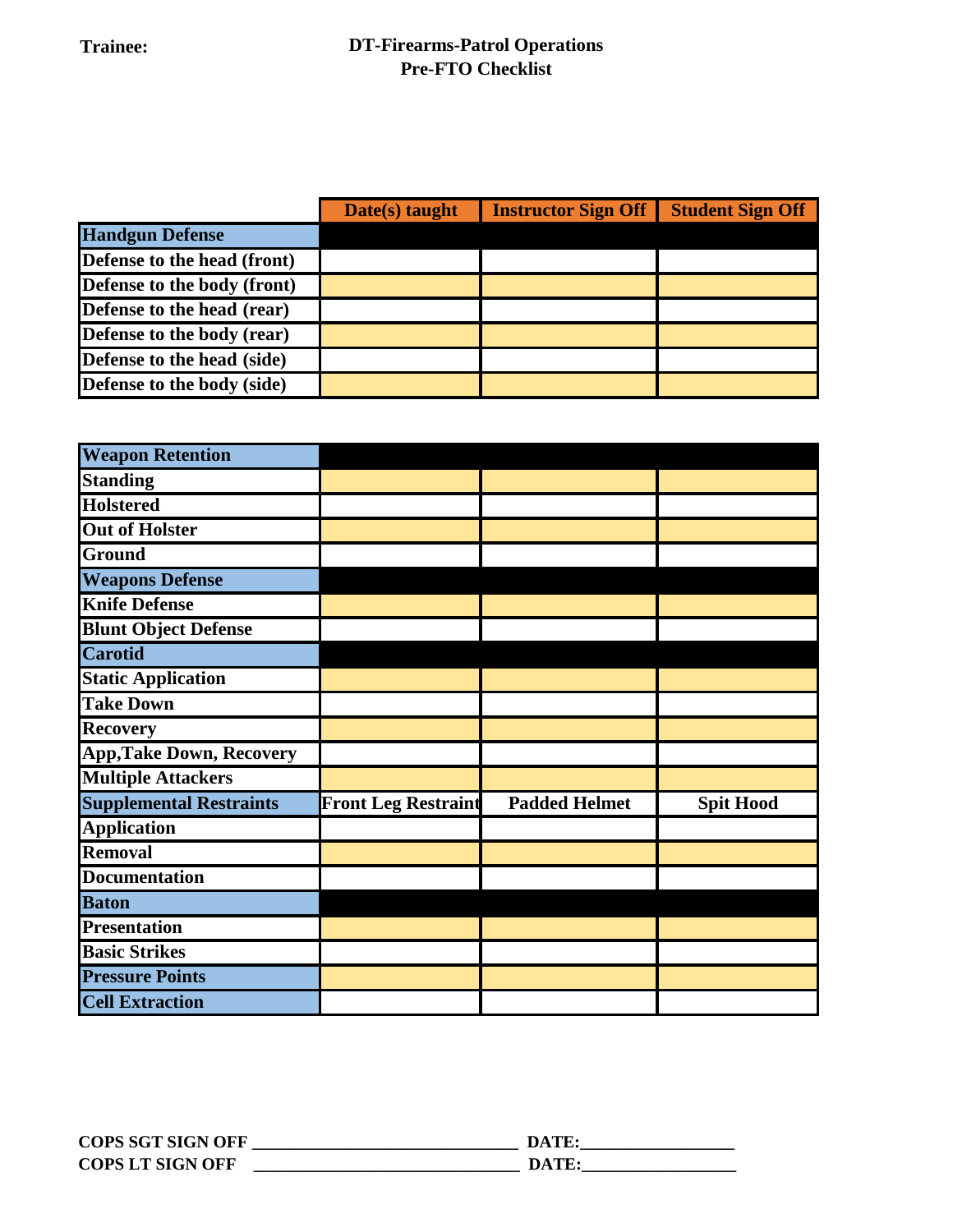**Trainee:**

# DT-Firearms-Patrol Operations
## Pre-FTO Checklist

| | Date(s) taught | Instructor Sign Off | Student Sign Off |
|---|---|---|---|
| **Handgun Defense** | | | |
| Defense to the head (front) | | | |
| Defense to the body (front) | | | |
| Defense to the head (rear) | | | |
| Defense to the body (rear) | | | |
| Defense to the head (side) | | | |
| Defense to the body (side) | | | |

| | | | |
|---|---|---|---|
| **Weapon Retention** | | | |
| Standing | | | |
| Holstered | | | |
| Out of Holster | | | |
| Ground | | | |
| **Weapons Defense** | | | |
| Knife Defense | | | |
| Blunt Object Defense | | | |
| **Carotid** | | | |
| Static Application | | | |
| Take Down | | | |
| Recovery | | | |
| App,Take Down, Recovery | | | |
| Multiple Attackers | | | |
| **Supplemental Restraints** | Front Leg Restraint | Padded Helmet | Spit Hood |
| Application | | | |
| Removal | | | |
| Documentation | | | |
| **Baton** | | | |
| Presentation | | | |
| Basic Strikes | | | |
| **Pressure Points** | | | |
| **Cell Extraction** | | | |

**COPS SGT SIGN OFF** _______________________________ **DATE:**_________________

**COPS LT SIGN OFF** _______________________________ **DATE:**_________________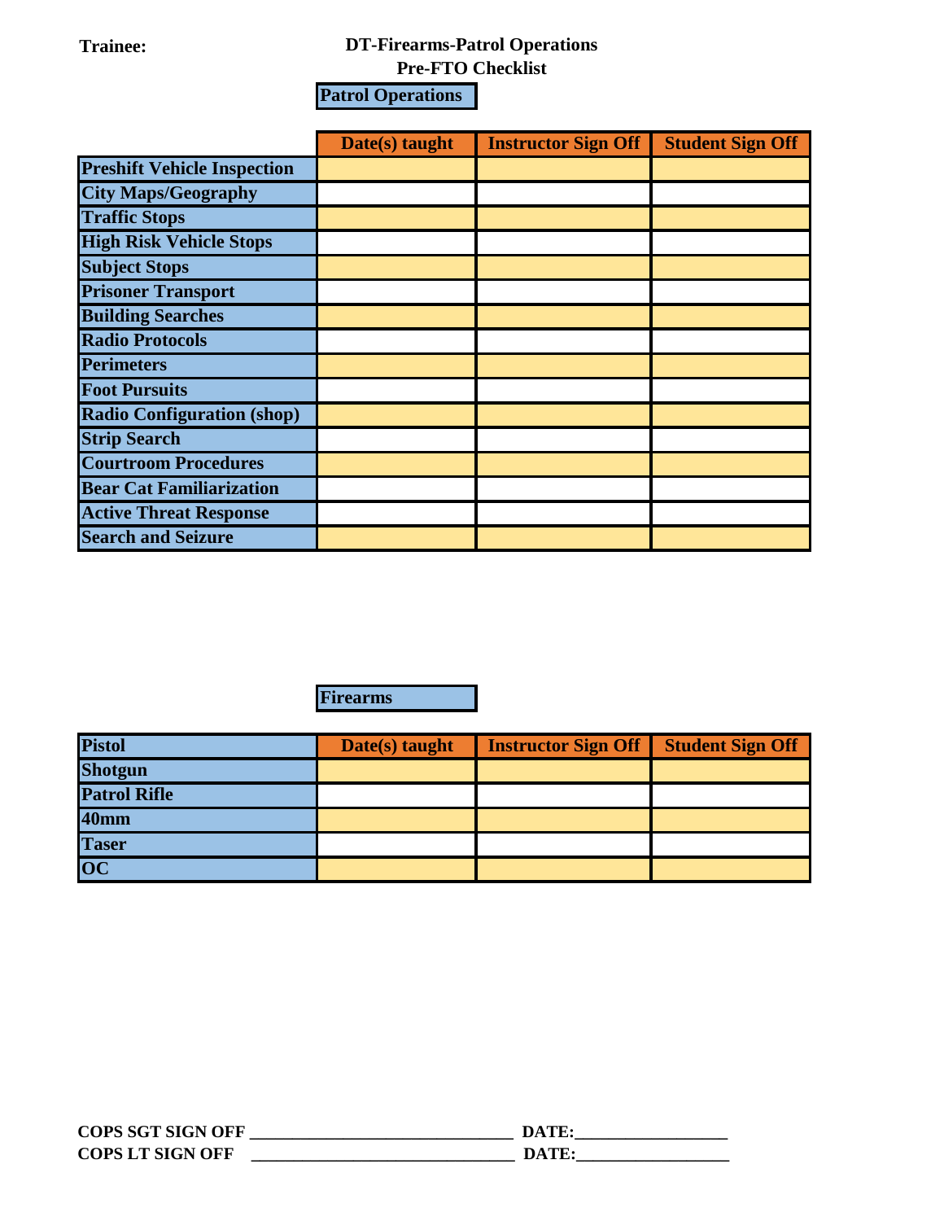**Trainee:**

# DT-Firearms-Patrol Operations
## Pre-FTO Checklist

**Patrol Operations**

| | Date(s) taught | Instructor Sign Off | Student Sign Off |
|---|---|---|---|
| **Preshift Vehicle Inspection** | | | |
| **City Maps/Geography** | | | |
| **Traffic Stops** | | | |
| **High Risk Vehicle Stops** | | | |
| **Subject Stops** | | | |
| **Prisoner Transport** | | | |
| **Building Searches** | | | |
| **Radio Protocols** | | | |
| **Perimeters** | | | |
| **Foot Pursuits** | | | |
| **Radio Configuration (shop)** | | | |
| **Strip Search** | | | |
| **Courtroom Procedures** | | | |
| **Bear Cat Familiarization** | | | |
| **Active Threat Response** | | | |
| **Search and Seizure** | | | |

**Firearms**

| **Pistol** | Date(s) taught | Instructor Sign Off | Student Sign Off |
|---|---|---|---|
| **Shotgun** | | | |
| **Patrol Rifle** | | | |
| **40mm** | | | |
| **Taser** | | | |
| **OC** | | | |

**COPS SGT SIGN OFF** ______________________________ **DATE:**________________

**COPS LT SIGN OFF** ______________________________ **DATE:**________________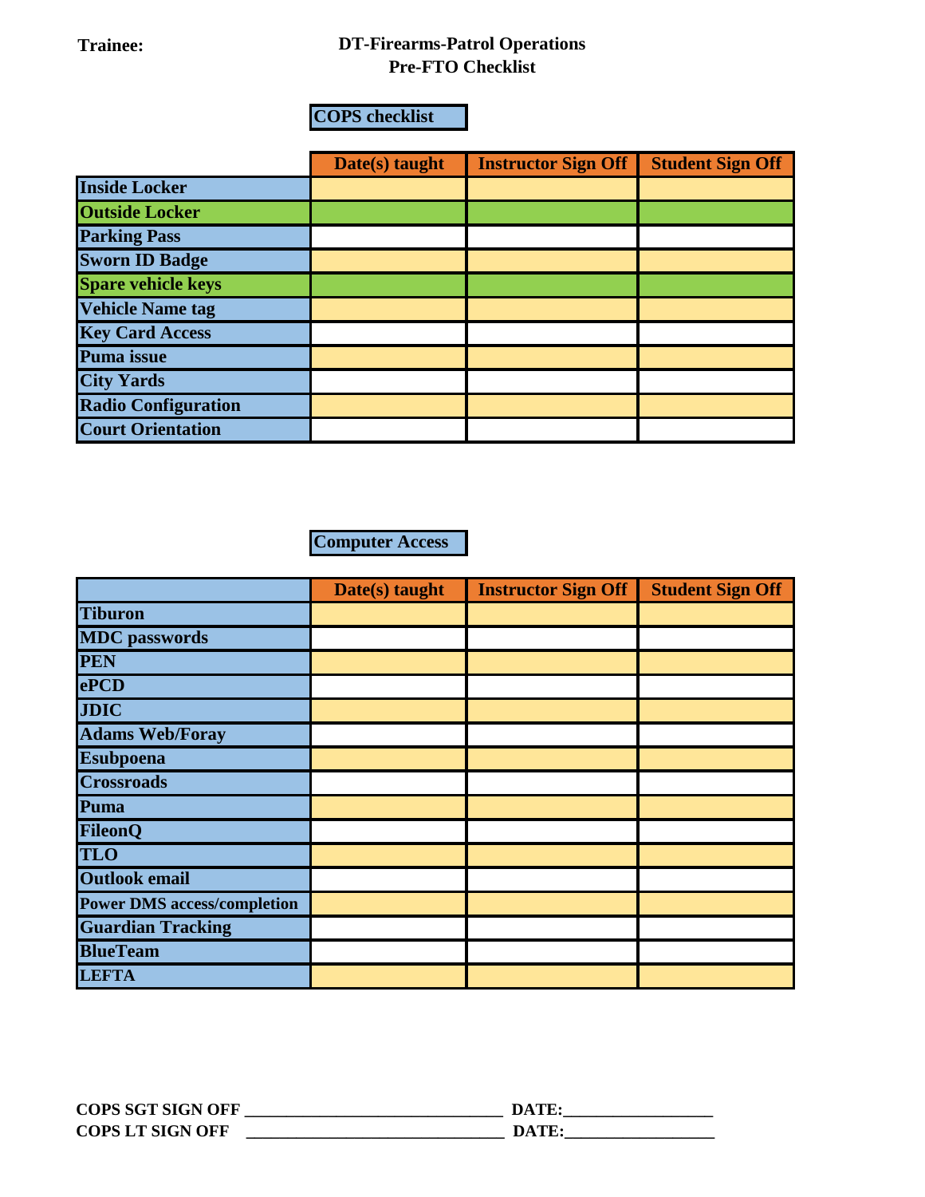**Trainee:**

# DT-Firearms-Patrol Operations
## Pre-FTO Checklist

**COPS checklist**

| | Date(s) taught | Instructor Sign Off | Student Sign Off |
|---|---|---|---|
| Inside Locker | | | |
| Outside Locker | | | |
| Parking Pass | | | |
| Sworn ID Badge | | | |
| Spare vehicle keys | | | |
| Vehicle Name tag | | | |
| Key Card Access | | | |
| Puma issue | | | |
| City Yards | | | |
| Radio Configuration | | | |
| Court Orientation | | | |

**Computer Access**

| | Date(s) taught | Instructor Sign Off | Student Sign Off |
|---|---|---|---|
| Tiburon | | | |
| MDC passwords | | | |
| PEN | | | |
| ePCD | | | |
| JDIC | | | |
| Adams Web/Foray | | | |
| Esubpoena | | | |
| Crossroads | | | |
| Puma | | | |
| FileonQ | | | |
| TLO | | | |
| Outlook email | | | |
| Power DMS access/completion | | | |
| Guardian Tracking | | | |
| BlueTeam | | | |
| LEFTA | | | |

**COPS SGT SIGN OFF** ______________________________ **DATE:**_________________

**COPS LT SIGN OFF** ______________________________ **DATE:**_________________